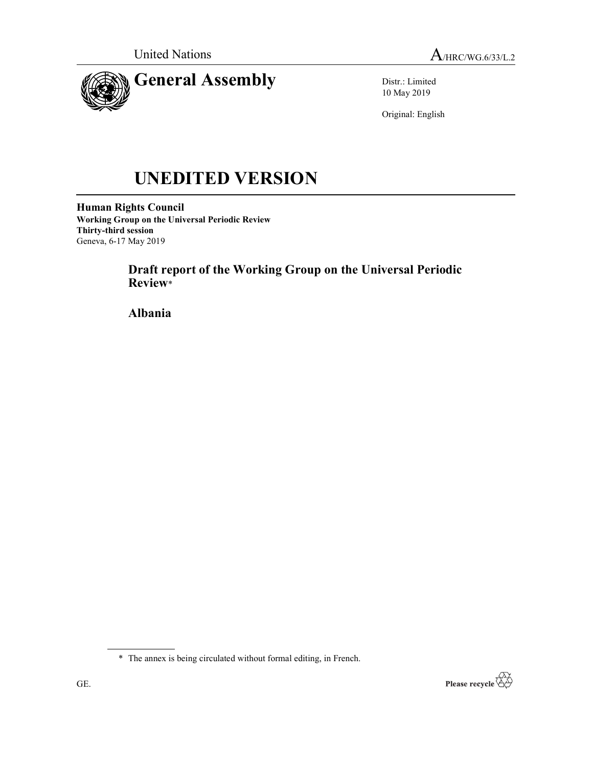United Nations A/HRC/WG.6/33/L.2

# General Assembly

Distr.: Limited
10 May 2019

Original: English

# UNEDITED VERSION

**Human Rights Council**
**Working Group on the Universal Periodic Review**
**Thirty-third session**
Geneva, 6-17 May 2019

## Draft report of the Working Group on the Universal Periodic Review*

## Albania

---

\* The annex is being circulated without formal editing, in French.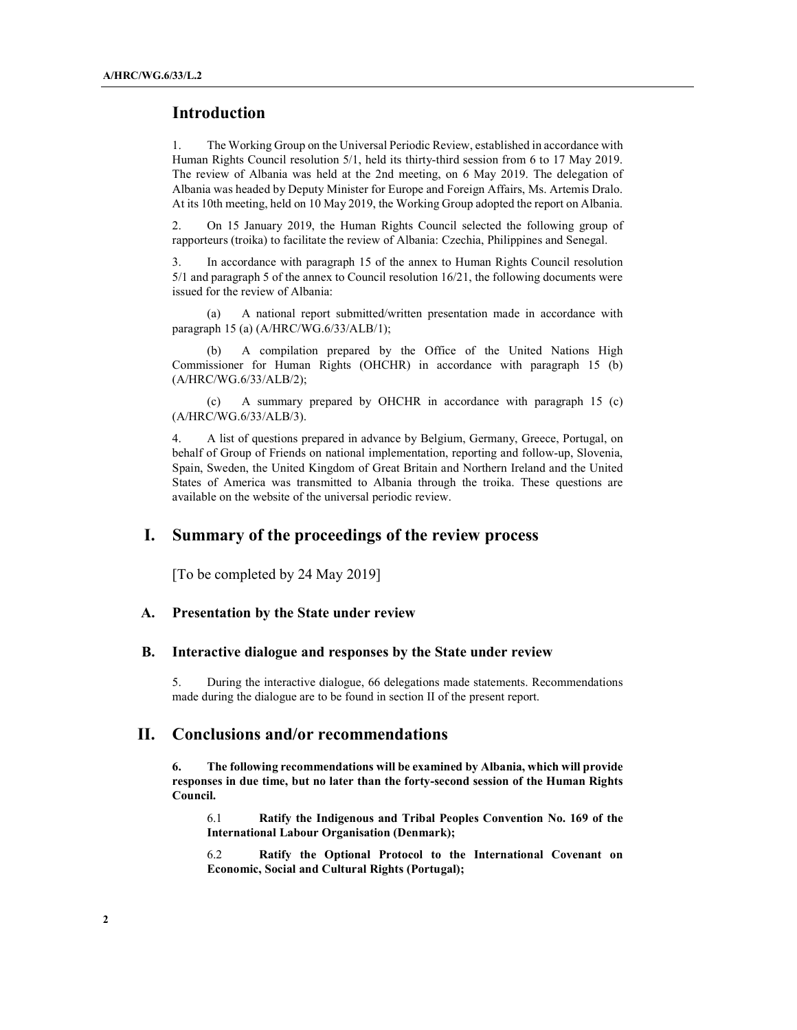## Introduction

1. The Working Group on the Universal Periodic Review, established in accordance with Human Rights Council resolution 5/1, held its thirty-third session from 6 to 17 May 2019. The review of Albania was held at the 2nd meeting, on 6 May 2019. The delegation of Albania was headed by Deputy Minister for Europe and Foreign Affairs, Ms. Artemis Dralo. At its 10th meeting, held on 10 May 2019, the Working Group adopted the report on Albania.

2. On 15 January 2019, the Human Rights Council selected the following group of rapporteurs (troika) to facilitate the review of Albania: Czechia, Philippines and Senegal.

3. In accordance with paragraph 15 of the annex to Human Rights Council resolution 5/1 and paragraph 5 of the annex to Council resolution 16/21, the following documents were issued for the review of Albania:

(a) A national report submitted/written presentation made in accordance with paragraph 15 (a) (A/HRC/WG.6/33/ALB/1);

(b) A compilation prepared by the Office of the United Nations High Commissioner for Human Rights (OHCHR) in accordance with paragraph 15 (b) (A/HRC/WG.6/33/ALB/2);

(c) A summary prepared by OHCHR in accordance with paragraph 15 (c) (A/HRC/WG.6/33/ALB/3).

4. A list of questions prepared in advance by Belgium, Germany, Greece, Portugal, on behalf of Group of Friends on national implementation, reporting and follow-up, Slovenia, Spain, Sweden, the United Kingdom of Great Britain and Northern Ireland and the United States of America was transmitted to Albania through the troika. These questions are available on the website of the universal periodic review.

## I. Summary of the proceedings of the review process

[To be completed by 24 May 2019]

### A. Presentation by the State under review

### B. Interactive dialogue and responses by the State under review

5. During the interactive dialogue, 66 delegations made statements. Recommendations made during the dialogue are to be found in section II of the present report.

## II. Conclusions and/or recommendations

**6. The following recommendations will be examined by Albania, which will provide responses in due time, but no later than the forty-second session of the Human Rights Council.**

6.1 **Ratify the Indigenous and Tribal Peoples Convention No. 169 of the International Labour Organisation (Denmark);**

6.2 **Ratify the Optional Protocol to the International Covenant on Economic, Social and Cultural Rights (Portugal);**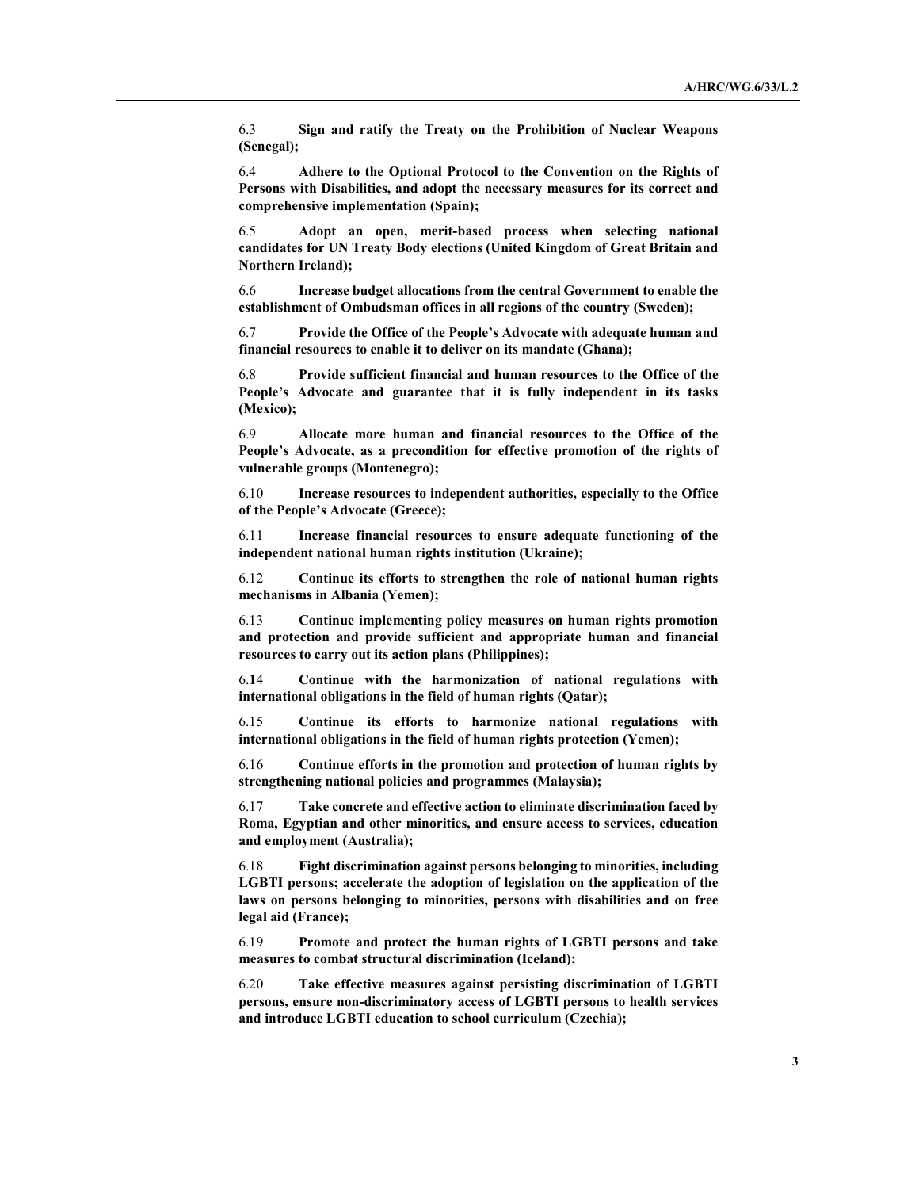6.3 **Sign and ratify the Treaty on the Prohibition of Nuclear Weapons (Senegal);**

6.4 **Adhere to the Optional Protocol to the Convention on the Rights of Persons with Disabilities, and adopt the necessary measures for its correct and comprehensive implementation (Spain);**

6.5 **Adopt an open, merit-based process when selecting national candidates for UN Treaty Body elections (United Kingdom of Great Britain and Northern Ireland);**

6.6 **Increase budget allocations from the central Government to enable the establishment of Ombudsman offices in all regions of the country (Sweden);**

6.7 **Provide the Office of the People's Advocate with adequate human and financial resources to enable it to deliver on its mandate (Ghana);**

6.8 **Provide sufficient financial and human resources to the Office of the People's Advocate and guarantee that it is fully independent in its tasks (Mexico);**

6.9 **Allocate more human and financial resources to the Office of the People's Advocate, as a precondition for effective promotion of the rights of vulnerable groups (Montenegro);**

6.10 **Increase resources to independent authorities, especially to the Office of the People's Advocate (Greece);**

6.11 **Increase financial resources to ensure adequate functioning of the independent national human rights institution (Ukraine);**

6.12 **Continue its efforts to strengthen the role of national human rights mechanisms in Albania (Yemen);**

6.13 **Continue implementing policy measures on human rights promotion and protection and provide sufficient and appropriate human and financial resources to carry out its action plans (Philippines);**

6.14 **Continue with the harmonization of national regulations with international obligations in the field of human rights (Qatar);**

6.15 **Continue its efforts to harmonize national regulations with international obligations in the field of human rights protection (Yemen);**

6.16 **Continue efforts in the promotion and protection of human rights by strengthening national policies and programmes (Malaysia);**

6.17 **Take concrete and effective action to eliminate discrimination faced by Roma, Egyptian and other minorities, and ensure access to services, education and employment (Australia);**

6.18 **Fight discrimination against persons belonging to minorities, including LGBTI persons; accelerate the adoption of legislation on the application of the laws on persons belonging to minorities, persons with disabilities and on free legal aid (France);**

6.19 **Promote and protect the human rights of LGBTI persons and take measures to combat structural discrimination (Iceland);**

6.20 **Take effective measures against persisting discrimination of LGBTI persons, ensure non-discriminatory access of LGBTI persons to health services and introduce LGBTI education to school curriculum (Czechia);**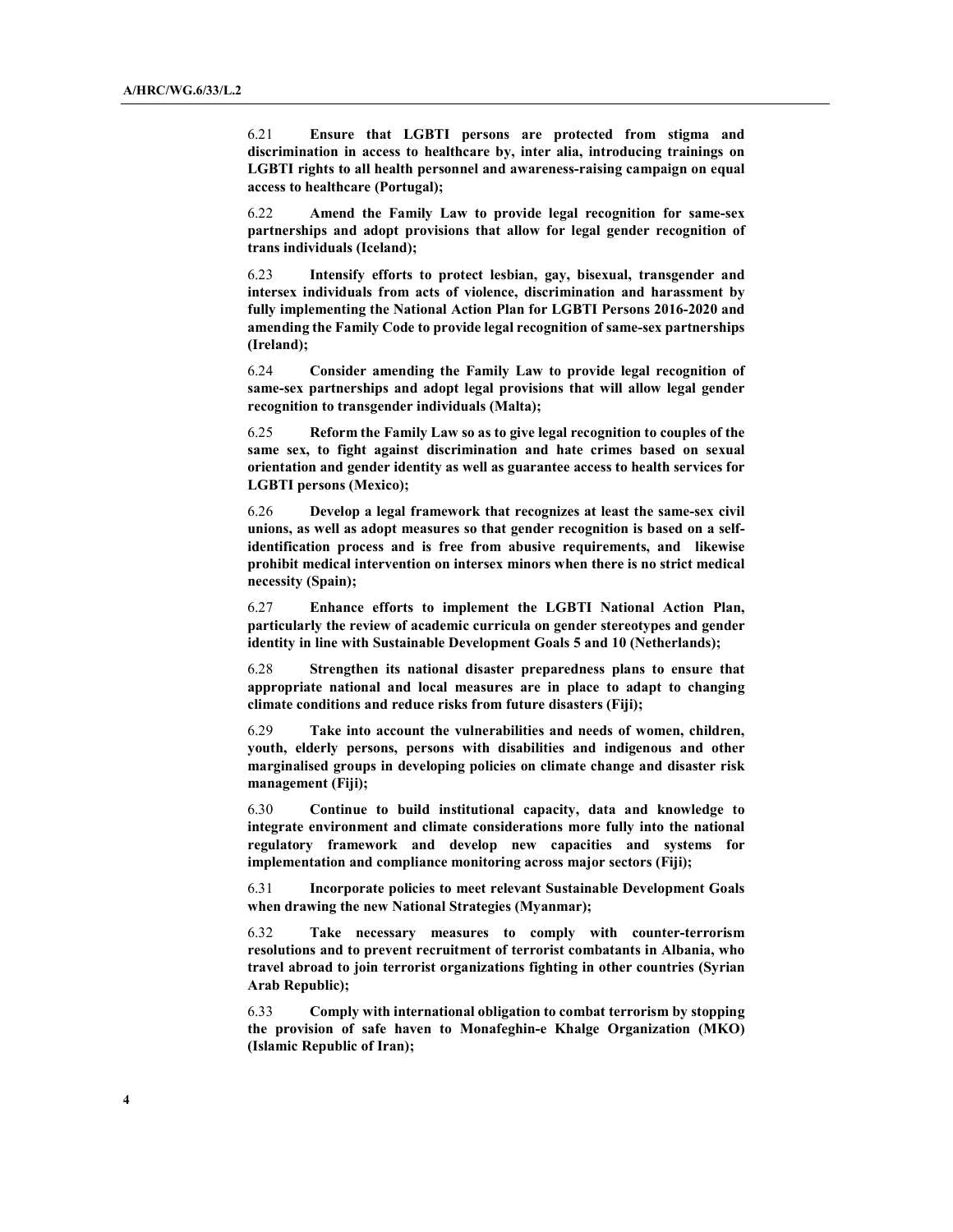6.21 **Ensure that LGBTI persons are protected from stigma and discrimination in access to healthcare by, inter alia, introducing trainings on LGBTI rights to all health personnel and awareness-raising campaign on equal access to healthcare (Portugal);**

6.22 **Amend the Family Law to provide legal recognition for same-sex partnerships and adopt provisions that allow for legal gender recognition of trans individuals (Iceland);**

6.23 **Intensify efforts to protect lesbian, gay, bisexual, transgender and intersex individuals from acts of violence, discrimination and harassment by fully implementing the National Action Plan for LGBTI Persons 2016-2020 and amending the Family Code to provide legal recognition of same-sex partnerships (Ireland);**

6.24 **Consider amending the Family Law to provide legal recognition of same-sex partnerships and adopt legal provisions that will allow legal gender recognition to transgender individuals (Malta);**

6.25 **Reform the Family Law so as to give legal recognition to couples of the same sex, to fight against discrimination and hate crimes based on sexual orientation and gender identity as well as guarantee access to health services for LGBTI persons (Mexico);**

6.26 **Develop a legal framework that recognizes at least the same-sex civil unions, as well as adopt measures so that gender recognition is based on a self-identification process and is free from abusive requirements, and likewise prohibit medical intervention on intersex minors when there is no strict medical necessity (Spain);**

6.27 **Enhance efforts to implement the LGBTI National Action Plan, particularly the review of academic curricula on gender stereotypes and gender identity in line with Sustainable Development Goals 5 and 10 (Netherlands);**

6.28 **Strengthen its national disaster preparedness plans to ensure that appropriate national and local measures are in place to adapt to changing climate conditions and reduce risks from future disasters (Fiji);**

6.29 **Take into account the vulnerabilities and needs of women, children, youth, elderly persons, persons with disabilities and indigenous and other marginalised groups in developing policies on climate change and disaster risk management (Fiji);**

6.30 **Continue to build institutional capacity, data and knowledge to integrate environment and climate considerations more fully into the national regulatory framework and develop new capacities and systems for implementation and compliance monitoring across major sectors (Fiji);**

6.31 **Incorporate policies to meet relevant Sustainable Development Goals when drawing the new National Strategies (Myanmar);**

6.32 **Take necessary measures to comply with counter-terrorism resolutions and to prevent recruitment of terrorist combatants in Albania, who travel abroad to join terrorist organizations fighting in other countries (Syrian Arab Republic);**

6.33 **Comply with international obligation to combat terrorism by stopping the provision of safe haven to Monafeghin-e Khalge Organization (MKO) (Islamic Republic of Iran);**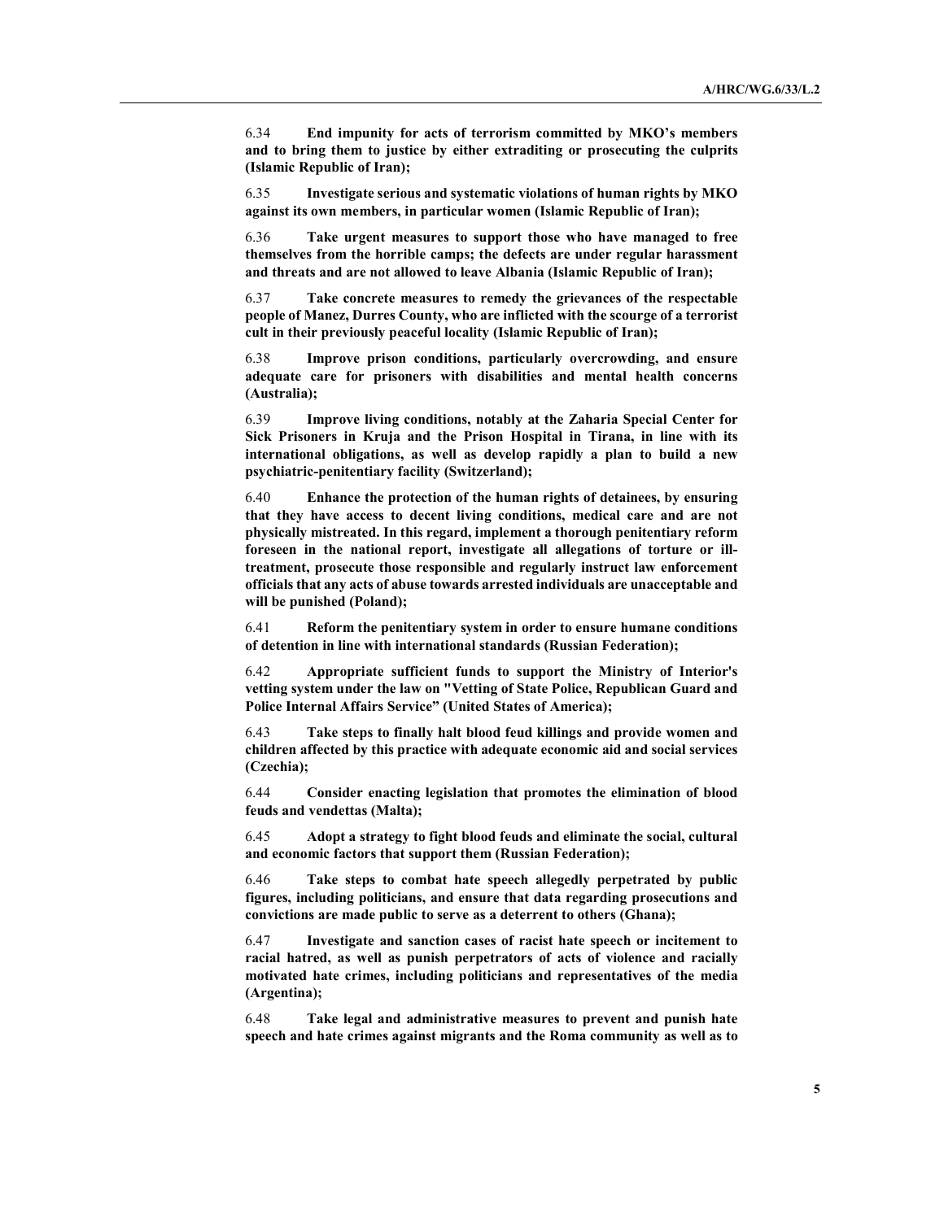6.34 **End impunity for acts of terrorism committed by MKO's members and to bring them to justice by either extraditing or prosecuting the culprits (Islamic Republic of Iran);**

6.35 **Investigate serious and systematic violations of human rights by MKO against its own members, in particular women (Islamic Republic of Iran);**

6.36 **Take urgent measures to support those who have managed to free themselves from the horrible camps; the defects are under regular harassment and threats and are not allowed to leave Albania (Islamic Republic of Iran);**

6.37 **Take concrete measures to remedy the grievances of the respectable people of Manez, Durres County, who are inflicted with the scourge of a terrorist cult in their previously peaceful locality (Islamic Republic of Iran);**

6.38 **Improve prison conditions, particularly overcrowding, and ensure adequate care for prisoners with disabilities and mental health concerns (Australia);**

6.39 **Improve living conditions, notably at the Zaharia Special Center for Sick Prisoners in Kruja and the Prison Hospital in Tirana, in line with its international obligations, as well as develop rapidly a plan to build a new psychiatric-penitentiary facility (Switzerland);**

6.40 **Enhance the protection of the human rights of detainees, by ensuring that they have access to decent living conditions, medical care and are not physically mistreated. In this regard, implement a thorough penitentiary reform foreseen in the national report, investigate all allegations of torture or ill-treatment, prosecute those responsible and regularly instruct law enforcement officials that any acts of abuse towards arrested individuals are unacceptable and will be punished (Poland);**

6.41 **Reform the penitentiary system in order to ensure humane conditions of detention in line with international standards (Russian Federation);**

6.42 **Appropriate sufficient funds to support the Ministry of Interior's vetting system under the law on "Vetting of State Police, Republican Guard and Police Internal Affairs Service" (United States of America);**

6.43 **Take steps to finally halt blood feud killings and provide women and children affected by this practice with adequate economic aid and social services (Czechia);**

6.44 **Consider enacting legislation that promotes the elimination of blood feuds and vendettas (Malta);**

6.45 **Adopt a strategy to fight blood feuds and eliminate the social, cultural and economic factors that support them (Russian Federation);**

6.46 **Take steps to combat hate speech allegedly perpetrated by public figures, including politicians, and ensure that data regarding prosecutions and convictions are made public to serve as a deterrent to others (Ghana);**

6.47 **Investigate and sanction cases of racist hate speech or incitement to racial hatred, as well as punish perpetrators of acts of violence and racially motivated hate crimes, including politicians and representatives of the media (Argentina);**

6.48 **Take legal and administrative measures to prevent and punish hate speech and hate crimes against migrants and the Roma community as well as to**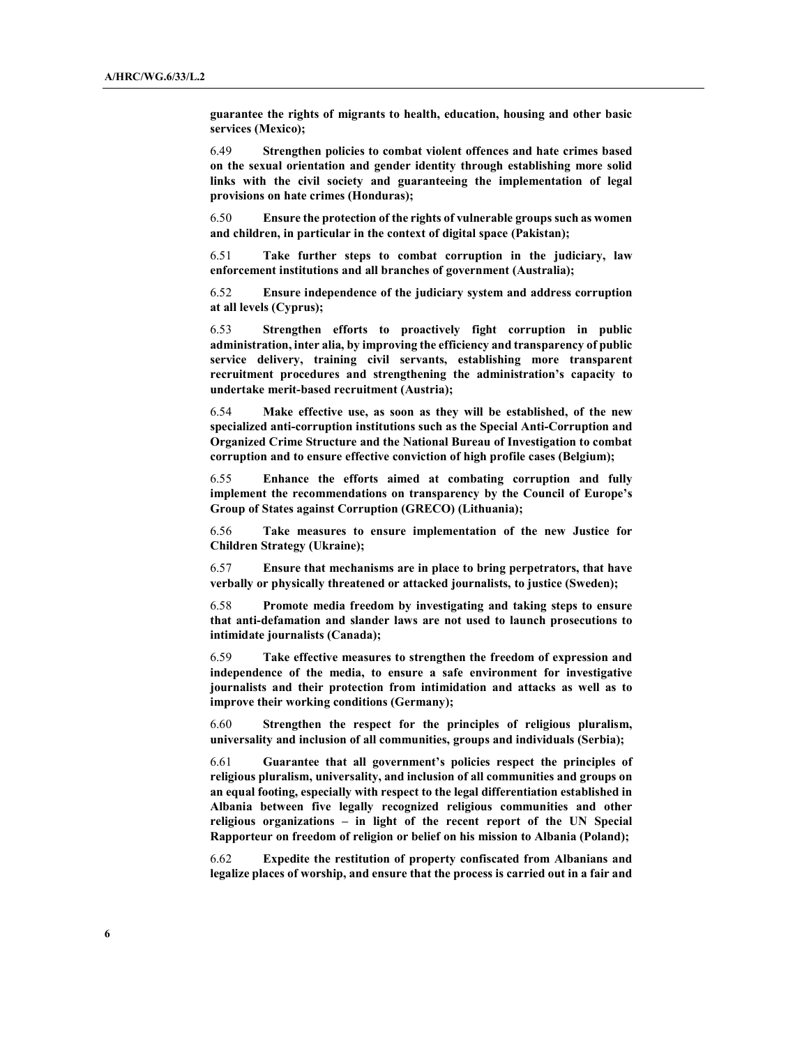**guarantee the rights of migrants to health, education, housing and other basic services (Mexico);**

6.49 **Strengthen policies to combat violent offences and hate crimes based on the sexual orientation and gender identity through establishing more solid links with the civil society and guaranteeing the implementation of legal provisions on hate crimes (Honduras);**

6.50 **Ensure the protection of the rights of vulnerable groups such as women and children, in particular in the context of digital space (Pakistan);**

6.51 **Take further steps to combat corruption in the judiciary, law enforcement institutions and all branches of government (Australia);**

6.52 **Ensure independence of the judiciary system and address corruption at all levels (Cyprus);**

6.53 **Strengthen efforts to proactively fight corruption in public administration, inter alia, by improving the efficiency and transparency of public service delivery, training civil servants, establishing more transparent recruitment procedures and strengthening the administration's capacity to undertake merit-based recruitment (Austria);**

6.54 **Make effective use, as soon as they will be established, of the new specialized anti-corruption institutions such as the Special Anti-Corruption and Organized Crime Structure and the National Bureau of Investigation to combat corruption and to ensure effective conviction of high profile cases (Belgium);**

6.55 **Enhance the efforts aimed at combating corruption and fully implement the recommendations on transparency by the Council of Europe's Group of States against Corruption (GRECO) (Lithuania);**

6.56 **Take measures to ensure implementation of the new Justice for Children Strategy (Ukraine);**

6.57 **Ensure that mechanisms are in place to bring perpetrators, that have verbally or physically threatened or attacked journalists, to justice (Sweden);**

6.58 **Promote media freedom by investigating and taking steps to ensure that anti-defamation and slander laws are not used to launch prosecutions to intimidate journalists (Canada);**

6.59 **Take effective measures to strengthen the freedom of expression and independence of the media, to ensure a safe environment for investigative journalists and their protection from intimidation and attacks as well as to improve their working conditions (Germany);**

6.60 **Strengthen the respect for the principles of religious pluralism, universality and inclusion of all communities, groups and individuals (Serbia);**

6.61 **Guarantee that all government's policies respect the principles of religious pluralism, universality, and inclusion of all communities and groups on an equal footing, especially with respect to the legal differentiation established in Albania between five legally recognized religious communities and other religious organizations – in light of the recent report of the UN Special Rapporteur on freedom of religion or belief on his mission to Albania (Poland);**

6.62 **Expedite the restitution of property confiscated from Albanians and legalize places of worship, and ensure that the process is carried out in a fair and**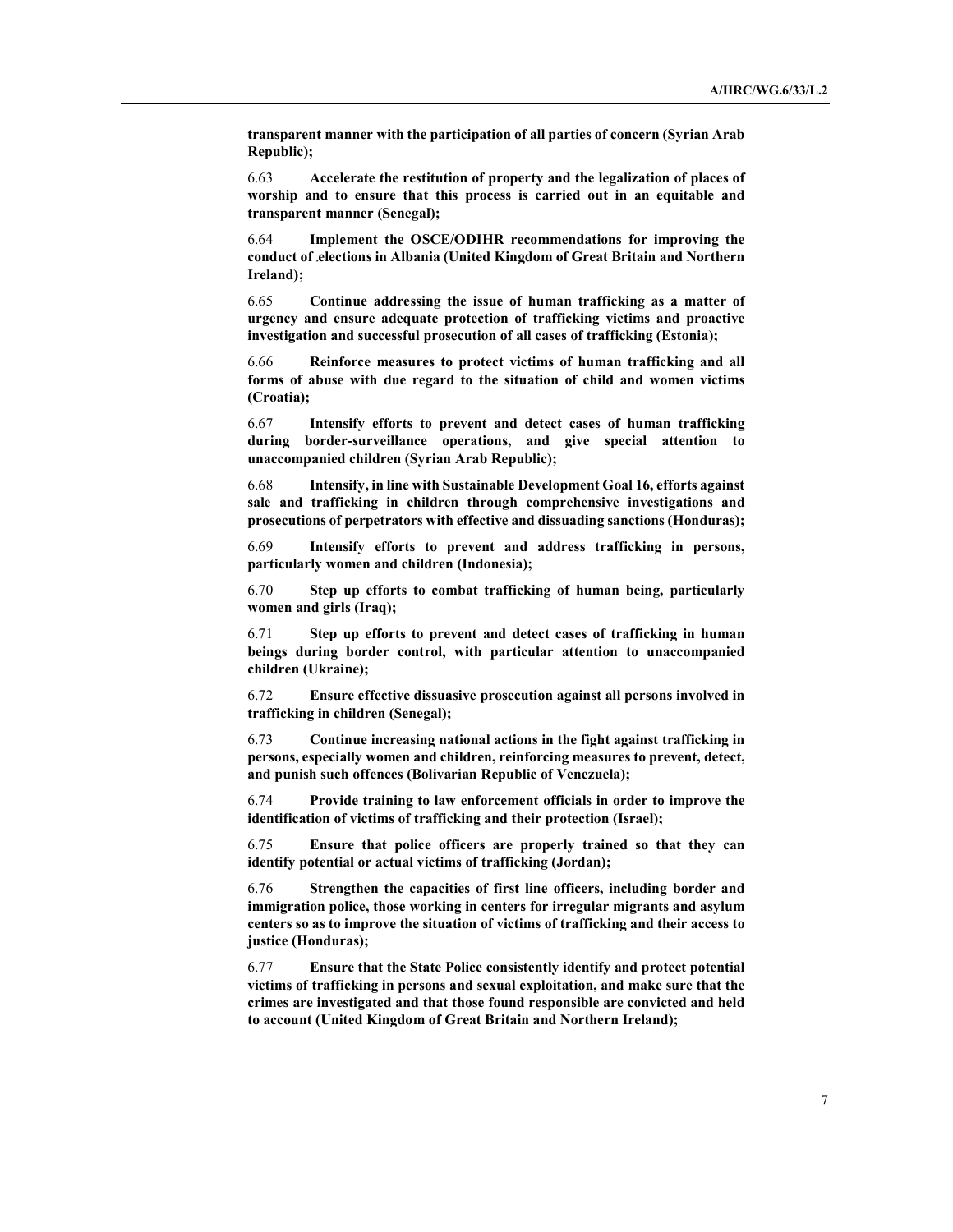**transparent manner with the participation of all parties of concern (Syrian Arab Republic);**

6.63 **Accelerate the restitution of property and the legalization of places of worship and to ensure that this process is carried out in an equitable and transparent manner (Senegal);**

6.64 **Implement the OSCE/ODIHR recommendations for improving the conduct of .elections in Albania (United Kingdom of Great Britain and Northern Ireland);**

6.65 **Continue addressing the issue of human trafficking as a matter of urgency and ensure adequate protection of trafficking victims and proactive investigation and successful prosecution of all cases of trafficking (Estonia);**

6.66 **Reinforce measures to protect victims of human trafficking and all forms of abuse with due regard to the situation of child and women victims (Croatia);**

6.67 **Intensify efforts to prevent and detect cases of human trafficking during border-surveillance operations, and give special attention to unaccompanied children (Syrian Arab Republic);**

6.68 **Intensify, in line with Sustainable Development Goal 16, efforts against sale and trafficking in children through comprehensive investigations and prosecutions of perpetrators with effective and dissuading sanctions (Honduras);**

6.69 **Intensify efforts to prevent and address trafficking in persons, particularly women and children (Indonesia);**

6.70 **Step up efforts to combat trafficking of human being, particularly women and girls (Iraq);**

6.71 **Step up efforts to prevent and detect cases of trafficking in human beings during border control, with particular attention to unaccompanied children (Ukraine);**

6.72 **Ensure effective dissuasive prosecution against all persons involved in trafficking in children (Senegal);**

6.73 **Continue increasing national actions in the fight against trafficking in persons, especially women and children, reinforcing measures to prevent, detect, and punish such offences (Bolivarian Republic of Venezuela);**

6.74 **Provide training to law enforcement officials in order to improve the identification of victims of trafficking and their protection (Israel);**

6.75 **Ensure that police officers are properly trained so that they can identify potential or actual victims of trafficking (Jordan);**

6.76 **Strengthen the capacities of first line officers, including border and immigration police, those working in centers for irregular migrants and asylum centers so as to improve the situation of victims of trafficking and their access to justice (Honduras);**

6.77 **Ensure that the State Police consistently identify and protect potential victims of trafficking in persons and sexual exploitation, and make sure that the crimes are investigated and that those found responsible are convicted and held to account (United Kingdom of Great Britain and Northern Ireland);**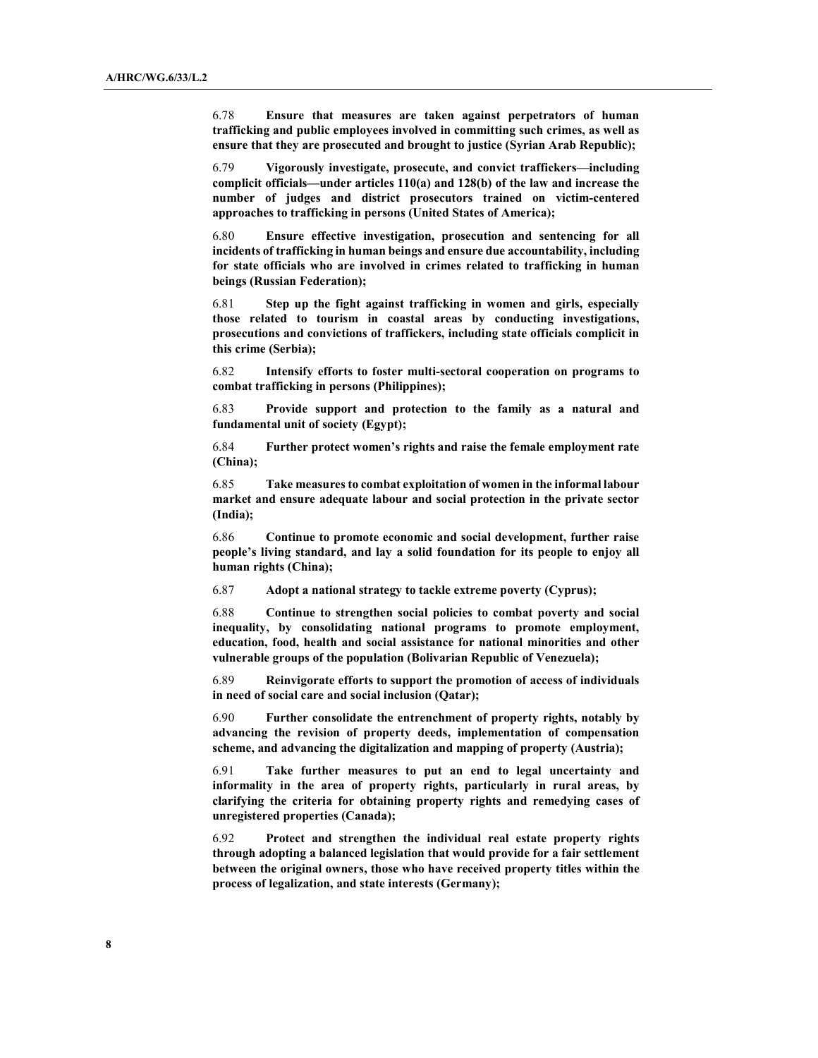6.78 **Ensure that measures are taken against perpetrators of human trafficking and public employees involved in committing such crimes, as well as ensure that they are prosecuted and brought to justice (Syrian Arab Republic);**

6.79 **Vigorously investigate, prosecute, and convict traffickers—including complicit officials—under articles 110(a) and 128(b) of the law and increase the number of judges and district prosecutors trained on victim-centered approaches to trafficking in persons (United States of America);**

6.80 **Ensure effective investigation, prosecution and sentencing for all incidents of trafficking in human beings and ensure due accountability, including for state officials who are involved in crimes related to trafficking in human beings (Russian Federation);**

6.81 **Step up the fight against trafficking in women and girls, especially those related to tourism in coastal areas by conducting investigations, prosecutions and convictions of traffickers, including state officials complicit in this crime (Serbia);**

6.82 **Intensify efforts to foster multi-sectoral cooperation on programs to combat trafficking in persons (Philippines);**

6.83 **Provide support and protection to the family as a natural and fundamental unit of society (Egypt);**

6.84 **Further protect women's rights and raise the female employment rate (China);**

6.85 **Take measures to combat exploitation of women in the informal labour market and ensure adequate labour and social protection in the private sector (India);**

6.86 **Continue to promote economic and social development, further raise people's living standard, and lay a solid foundation for its people to enjoy all human rights (China);**

6.87 **Adopt a national strategy to tackle extreme poverty (Cyprus);**

6.88 **Continue to strengthen social policies to combat poverty and social inequality, by consolidating national programs to promote employment, education, food, health and social assistance for national minorities and other vulnerable groups of the population (Bolivarian Republic of Venezuela);**

6.89 **Reinvigorate efforts to support the promotion of access of individuals in need of social care and social inclusion (Qatar);**

6.90 **Further consolidate the entrenchment of property rights, notably by advancing the revision of property deeds, implementation of compensation scheme, and advancing the digitalization and mapping of property (Austria);**

6.91 **Take further measures to put an end to legal uncertainty and informality in the area of property rights, particularly in rural areas, by clarifying the criteria for obtaining property rights and remedying cases of unregistered properties (Canada);**

6.92 **Protect and strengthen the individual real estate property rights through adopting a balanced legislation that would provide for a fair settlement between the original owners, those who have received property titles within the process of legalization, and state interests (Germany);**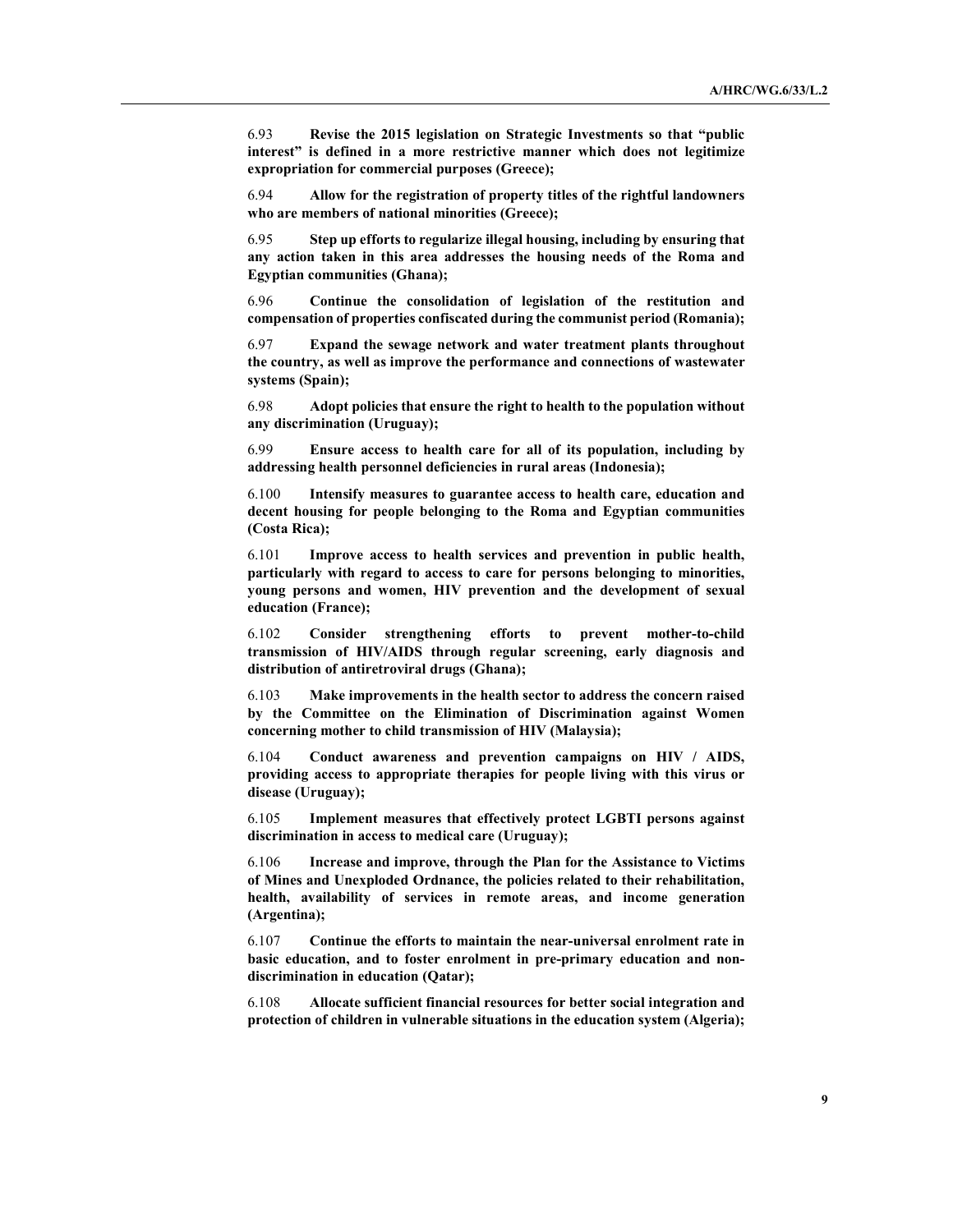6.93 **Revise the 2015 legislation on Strategic Investments so that "public interest" is defined in a more restrictive manner which does not legitimize expropriation for commercial purposes (Greece);**

6.94 **Allow for the registration of property titles of the rightful landowners who are members of national minorities (Greece);**

6.95 **Step up efforts to regularize illegal housing, including by ensuring that any action taken in this area addresses the housing needs of the Roma and Egyptian communities (Ghana);**

6.96 **Continue the consolidation of legislation of the restitution and compensation of properties confiscated during the communist period (Romania);**

6.97 **Expand the sewage network and water treatment plants throughout the country, as well as improve the performance and connections of wastewater systems (Spain);**

6.98 **Adopt policies that ensure the right to health to the population without any discrimination (Uruguay);**

6.99 **Ensure access to health care for all of its population, including by addressing health personnel deficiencies in rural areas (Indonesia);**

6.100 **Intensify measures to guarantee access to health care, education and decent housing for people belonging to the Roma and Egyptian communities (Costa Rica);**

6.101 **Improve access to health services and prevention in public health, particularly with regard to access to care for persons belonging to minorities, young persons and women, HIV prevention and the development of sexual education (France);**

6.102 **Consider strengthening efforts to prevent mother-to-child transmission of HIV/AIDS through regular screening, early diagnosis and distribution of antiretroviral drugs (Ghana);**

6.103 **Make improvements in the health sector to address the concern raised by the Committee on the Elimination of Discrimination against Women concerning mother to child transmission of HIV (Malaysia);**

6.104 **Conduct awareness and prevention campaigns on HIV / AIDS, providing access to appropriate therapies for people living with this virus or disease (Uruguay);**

6.105 **Implement measures that effectively protect LGBTI persons against discrimination in access to medical care (Uruguay);**

6.106 **Increase and improve, through the Plan for the Assistance to Victims of Mines and Unexploded Ordnance, the policies related to their rehabilitation, health, availability of services in remote areas, and income generation (Argentina);**

6.107 **Continue the efforts to maintain the near-universal enrolment rate in basic education, and to foster enrolment in pre-primary education and non-discrimination in education (Qatar);**

6.108 **Allocate sufficient financial resources for better social integration and protection of children in vulnerable situations in the education system (Algeria);**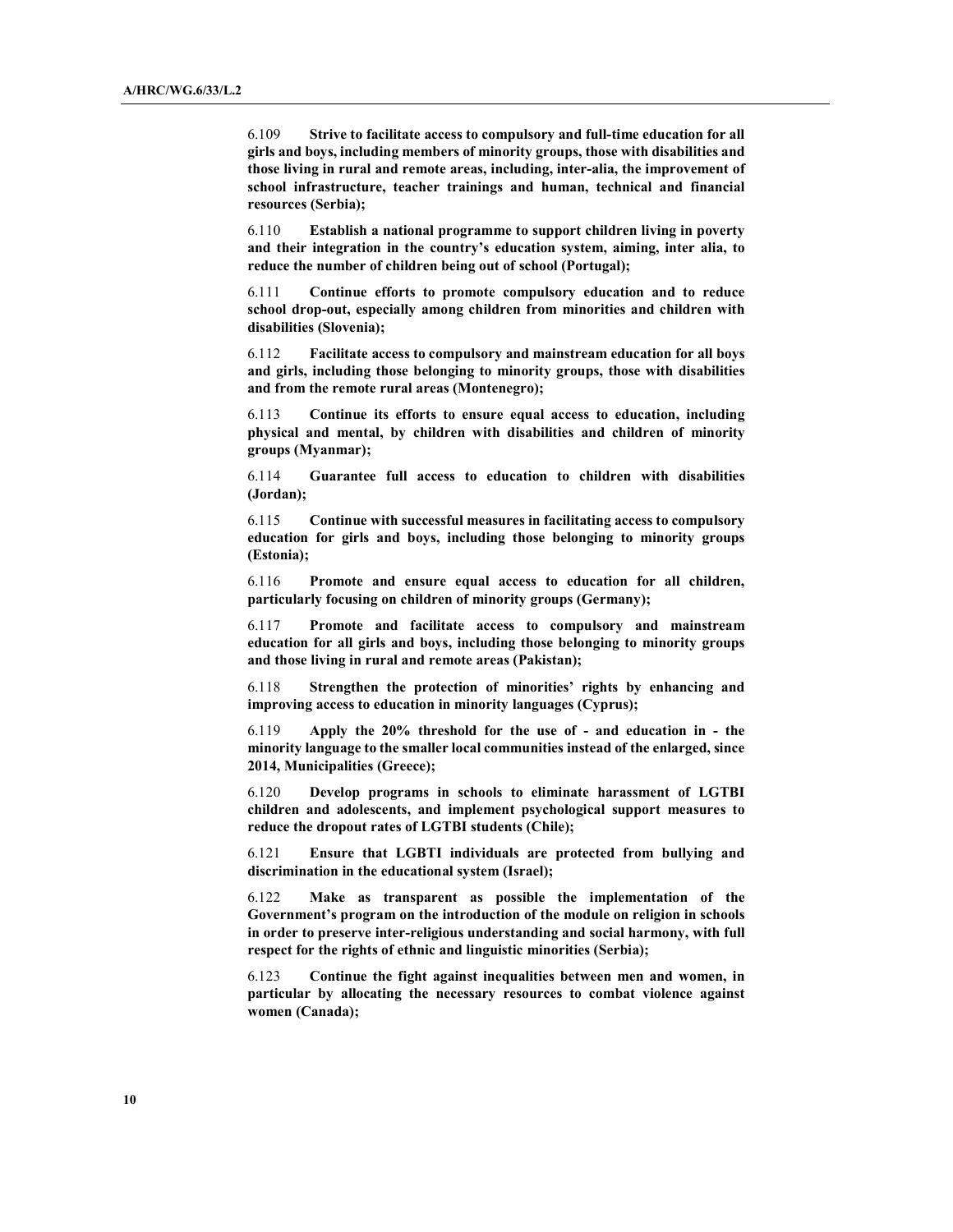6.109 **Strive to facilitate access to compulsory and full-time education for all girls and boys, including members of minority groups, those with disabilities and those living in rural and remote areas, including, inter-alia, the improvement of school infrastructure, teacher trainings and human, technical and financial resources (Serbia);**

6.110 **Establish a national programme to support children living in poverty and their integration in the country's education system, aiming, inter alia, to reduce the number of children being out of school (Portugal);**

6.111 **Continue efforts to promote compulsory education and to reduce school drop-out, especially among children from minorities and children with disabilities (Slovenia);**

6.112 **Facilitate access to compulsory and mainstream education for all boys and girls, including those belonging to minority groups, those with disabilities and from the remote rural areas (Montenegro);**

6.113 **Continue its efforts to ensure equal access to education, including physical and mental, by children with disabilities and children of minority groups (Myanmar);**

6.114 **Guarantee full access to education to children with disabilities (Jordan);**

6.115 **Continue with successful measures in facilitating access to compulsory education for girls and boys, including those belonging to minority groups (Estonia);**

6.116 **Promote and ensure equal access to education for all children, particularly focusing on children of minority groups (Germany);**

6.117 **Promote and facilitate access to compulsory and mainstream education for all girls and boys, including those belonging to minority groups and those living in rural and remote areas (Pakistan);**

6.118 **Strengthen the protection of minorities' rights by enhancing and improving access to education in minority languages (Cyprus);**

6.119 **Apply the 20% threshold for the use of - and education in - the minority language to the smaller local communities instead of the enlarged, since 2014, Municipalities (Greece);**

6.120 **Develop programs in schools to eliminate harassment of LGTBI children and adolescents, and implement psychological support measures to reduce the dropout rates of LGTBI students (Chile);**

6.121 **Ensure that LGBTI individuals are protected from bullying and discrimination in the educational system (Israel);**

6.122 **Make as transparent as possible the implementation of the Government's program on the introduction of the module on religion in schools in order to preserve inter-religious understanding and social harmony, with full respect for the rights of ethnic and linguistic minorities (Serbia);**

6.123 **Continue the fight against inequalities between men and women, in particular by allocating the necessary resources to combat violence against women (Canada);**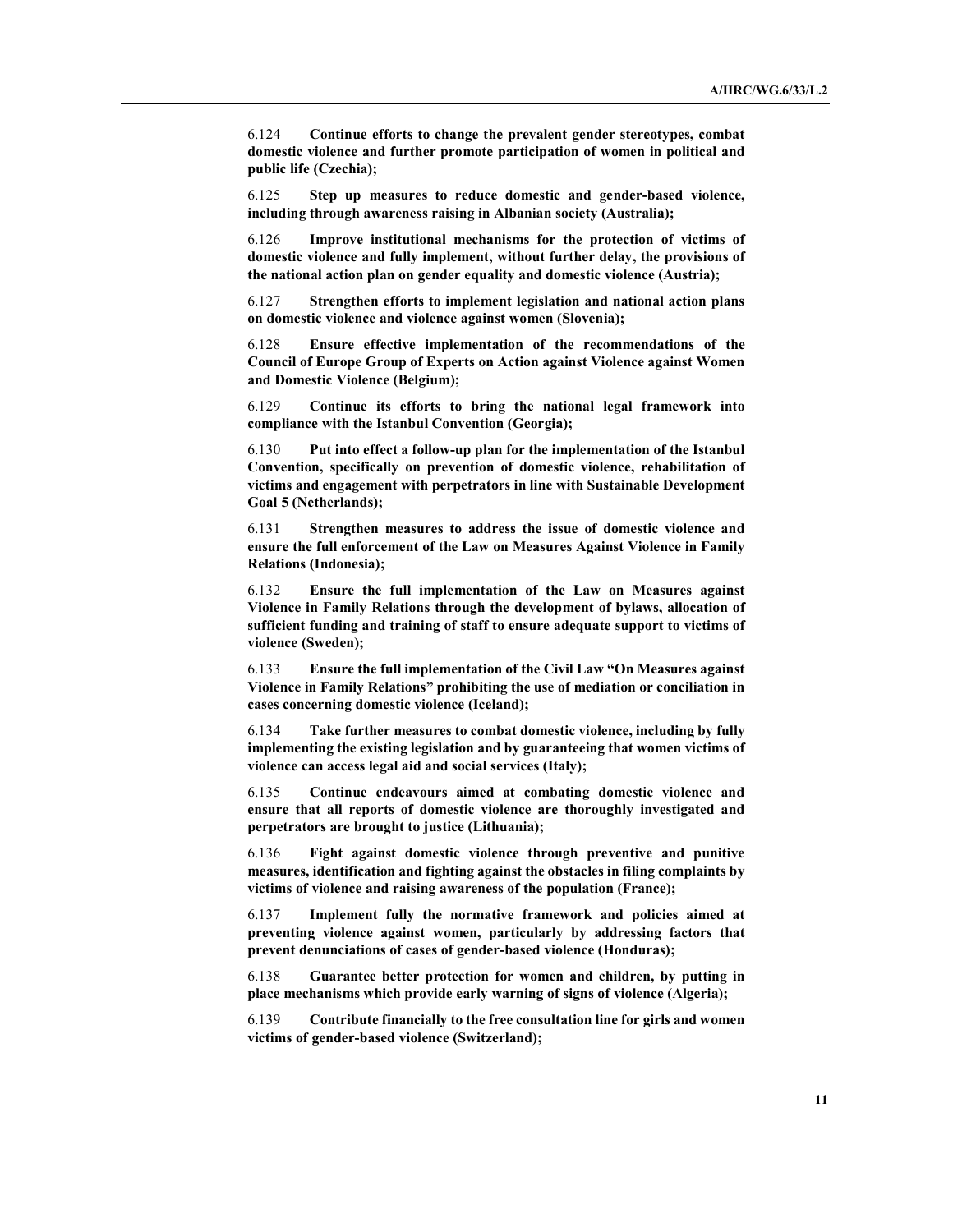6.124 **Continue efforts to change the prevalent gender stereotypes, combat domestic violence and further promote participation of women in political and public life (Czechia);**

6.125 **Step up measures to reduce domestic and gender-based violence, including through awareness raising in Albanian society (Australia);**

6.126 **Improve institutional mechanisms for the protection of victims of domestic violence and fully implement, without further delay, the provisions of the national action plan on gender equality and domestic violence (Austria);**

6.127 **Strengthen efforts to implement legislation and national action plans on domestic violence and violence against women (Slovenia);**

6.128 **Ensure effective implementation of the recommendations of the Council of Europe Group of Experts on Action against Violence against Women and Domestic Violence (Belgium);**

6.129 **Continue its efforts to bring the national legal framework into compliance with the Istanbul Convention (Georgia);**

6.130 **Put into effect a follow-up plan for the implementation of the Istanbul Convention, specifically on prevention of domestic violence, rehabilitation of victims and engagement with perpetrators in line with Sustainable Development Goal 5 (Netherlands);**

6.131 **Strengthen measures to address the issue of domestic violence and ensure the full enforcement of the Law on Measures Against Violence in Family Relations (Indonesia);**

6.132 **Ensure the full implementation of the Law on Measures against Violence in Family Relations through the development of bylaws, allocation of sufficient funding and training of staff to ensure adequate support to victims of violence (Sweden);**

6.133 **Ensure the full implementation of the Civil Law "On Measures against Violence in Family Relations" prohibiting the use of mediation or conciliation in cases concerning domestic violence (Iceland);**

6.134 **Take further measures to combat domestic violence, including by fully implementing the existing legislation and by guaranteeing that women victims of violence can access legal aid and social services (Italy);**

6.135 **Continue endeavours aimed at combating domestic violence and ensure that all reports of domestic violence are thoroughly investigated and perpetrators are brought to justice (Lithuania);**

6.136 **Fight against domestic violence through preventive and punitive measures, identification and fighting against the obstacles in filing complaints by victims of violence and raising awareness of the population (France);**

6.137 **Implement fully the normative framework and policies aimed at preventing violence against women, particularly by addressing factors that prevent denunciations of cases of gender-based violence (Honduras);**

6.138 **Guarantee better protection for women and children, by putting in place mechanisms which provide early warning of signs of violence (Algeria);**

6.139 **Contribute financially to the free consultation line for girls and women victims of gender-based violence (Switzerland);**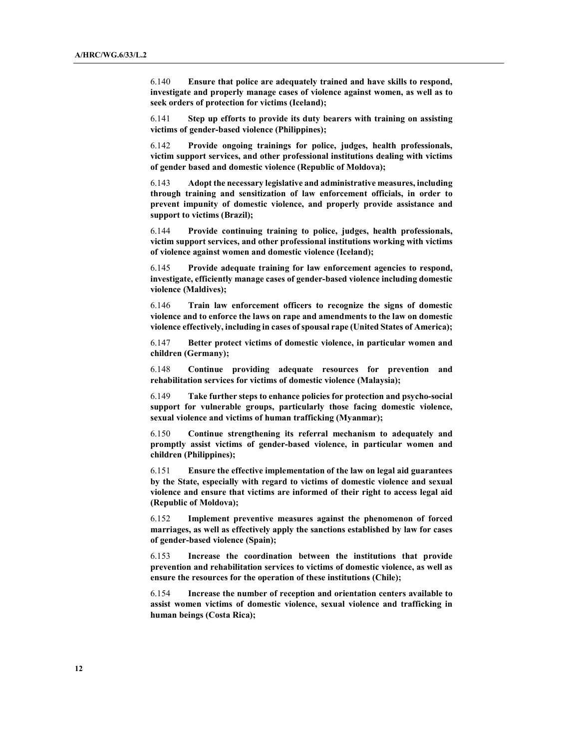6.140 **Ensure that police are adequately trained and have skills to respond, investigate and properly manage cases of violence against women, as well as to seek orders of protection for victims (Iceland);**

6.141 **Step up efforts to provide its duty bearers with training on assisting victims of gender-based violence (Philippines);**

6.142 **Provide ongoing trainings for police, judges, health professionals, victim support services, and other professional institutions dealing with victims of gender based and domestic violence (Republic of Moldova);**

6.143 **Adopt the necessary legislative and administrative measures, including through training and sensitization of law enforcement officials, in order to prevent impunity of domestic violence, and properly provide assistance and support to victims (Brazil);**

6.144 **Provide continuing training to police, judges, health professionals, victim support services, and other professional institutions working with victims of violence against women and domestic violence (Iceland);**

6.145 **Provide adequate training for law enforcement agencies to respond, investigate, efficiently manage cases of gender-based violence including domestic violence (Maldives);**

6.146 **Train law enforcement officers to recognize the signs of domestic violence and to enforce the laws on rape and amendments to the law on domestic violence effectively, including in cases of spousal rape (United States of America);**

6.147 **Better protect victims of domestic violence, in particular women and children (Germany);**

6.148 **Continue providing adequate resources for prevention and rehabilitation services for victims of domestic violence (Malaysia);**

6.149 **Take further steps to enhance policies for protection and psycho-social support for vulnerable groups, particularly those facing domestic violence, sexual violence and victims of human trafficking (Myanmar);**

6.150 **Continue strengthening its referral mechanism to adequately and promptly assist victims of gender-based violence, in particular women and children (Philippines);**

6.151 **Ensure the effective implementation of the law on legal aid guarantees by the State, especially with regard to victims of domestic violence and sexual violence and ensure that victims are informed of their right to access legal aid (Republic of Moldova);**

6.152 **Implement preventive measures against the phenomenon of forced marriages, as well as effectively apply the sanctions established by law for cases of gender-based violence (Spain);**

6.153 **Increase the coordination between the institutions that provide prevention and rehabilitation services to victims of domestic violence, as well as ensure the resources for the operation of these institutions (Chile);**

6.154 **Increase the number of reception and orientation centers available to assist women victims of domestic violence, sexual violence and trafficking in human beings (Costa Rica);**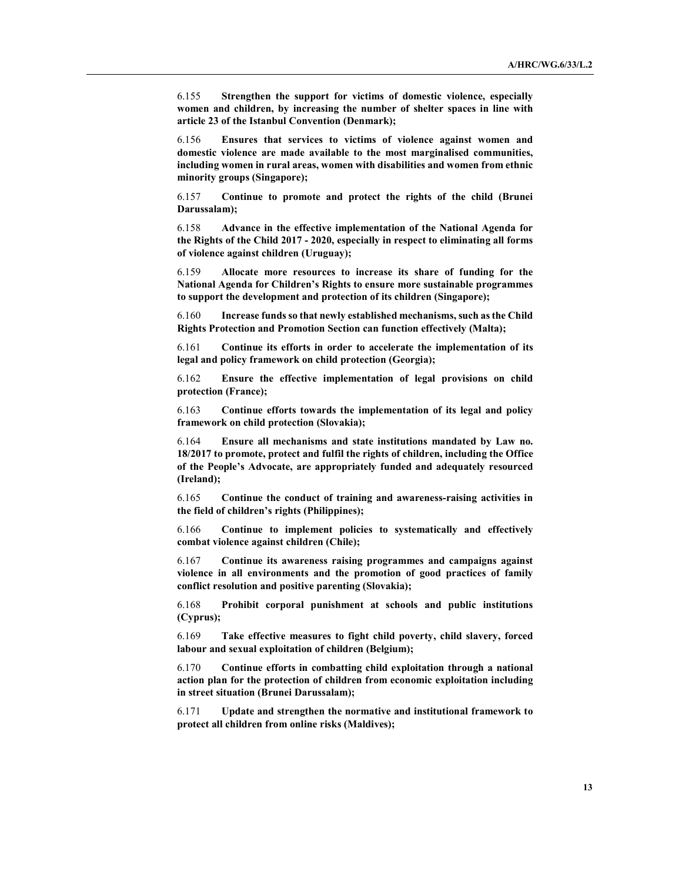6.155 **Strengthen the support for victims of domestic violence, especially women and children, by increasing the number of shelter spaces in line with article 23 of the Istanbul Convention (Denmark);**

6.156 **Ensures that services to victims of violence against women and domestic violence are made available to the most marginalised communities, including women in rural areas, women with disabilities and women from ethnic minority groups (Singapore);**

6.157 **Continue to promote and protect the rights of the child (Brunei Darussalam);**

6.158 **Advance in the effective implementation of the National Agenda for the Rights of the Child 2017 - 2020, especially in respect to eliminating all forms of violence against children (Uruguay);**

6.159 **Allocate more resources to increase its share of funding for the National Agenda for Children's Rights to ensure more sustainable programmes to support the development and protection of its children (Singapore);**

6.160 **Increase funds so that newly established mechanisms, such as the Child Rights Protection and Promotion Section can function effectively (Malta);**

6.161 **Continue its efforts in order to accelerate the implementation of its legal and policy framework on child protection (Georgia);**

6.162 **Ensure the effective implementation of legal provisions on child protection (France);**

6.163 **Continue efforts towards the implementation of its legal and policy framework on child protection (Slovakia);**

6.164 **Ensure all mechanisms and state institutions mandated by Law no. 18/2017 to promote, protect and fulfil the rights of children, including the Office of the People's Advocate, are appropriately funded and adequately resourced (Ireland);**

6.165 **Continue the conduct of training and awareness-raising activities in the field of children's rights (Philippines);**

6.166 **Continue to implement policies to systematically and effectively combat violence against children (Chile);**

6.167 **Continue its awareness raising programmes and campaigns against violence in all environments and the promotion of good practices of family conflict resolution and positive parenting (Slovakia);**

6.168 **Prohibit corporal punishment at schools and public institutions (Cyprus);**

6.169 **Take effective measures to fight child poverty, child slavery, forced labour and sexual exploitation of children (Belgium);**

6.170 **Continue efforts in combatting child exploitation through a national action plan for the protection of children from economic exploitation including in street situation (Brunei Darussalam);**

6.171 **Update and strengthen the normative and institutional framework to protect all children from online risks (Maldives);**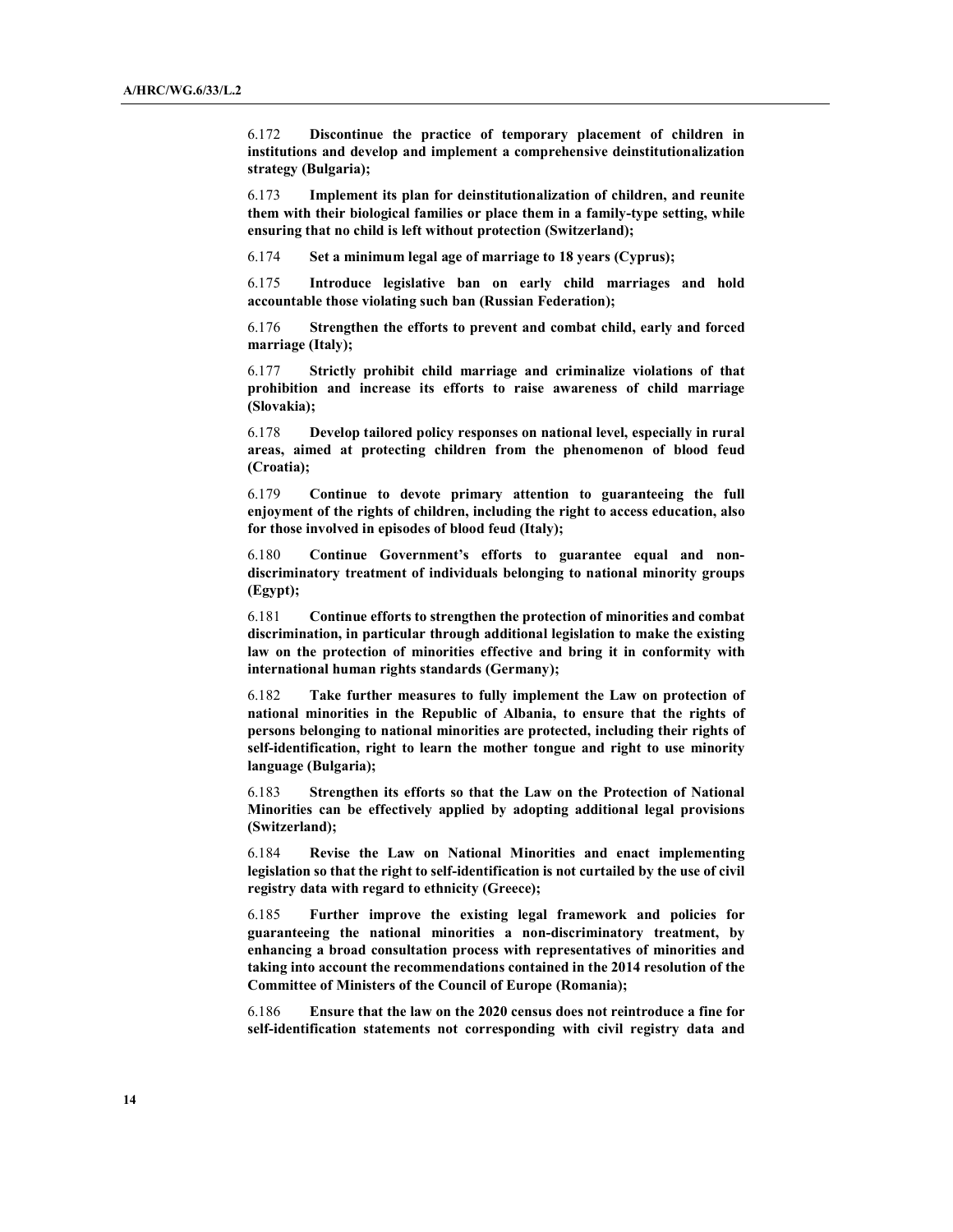6.172 **Discontinue the practice of temporary placement of children in institutions and develop and implement a comprehensive deinstitutionalization strategy (Bulgaria);**

6.173 **Implement its plan for deinstitutionalization of children, and reunite them with their biological families or place them in a family-type setting, while ensuring that no child is left without protection (Switzerland);**

6.174 **Set a minimum legal age of marriage to 18 years (Cyprus);**

6.175 **Introduce legislative ban on early child marriages and hold accountable those violating such ban (Russian Federation);**

6.176 **Strengthen the efforts to prevent and combat child, early and forced marriage (Italy);**

6.177 **Strictly prohibit child marriage and criminalize violations of that prohibition and increase its efforts to raise awareness of child marriage (Slovakia);**

6.178 **Develop tailored policy responses on national level, especially in rural areas, aimed at protecting children from the phenomenon of blood feud (Croatia);**

6.179 **Continue to devote primary attention to guaranteeing the full enjoyment of the rights of children, including the right to access education, also for those involved in episodes of blood feud (Italy);**

6.180 **Continue Government's efforts to guarantee equal and non-discriminatory treatment of individuals belonging to national minority groups (Egypt);**

6.181 **Continue efforts to strengthen the protection of minorities and combat discrimination, in particular through additional legislation to make the existing law on the protection of minorities effective and bring it in conformity with international human rights standards (Germany);**

6.182 **Take further measures to fully implement the Law on protection of national minorities in the Republic of Albania, to ensure that the rights of persons belonging to national minorities are protected, including their rights of self-identification, right to learn the mother tongue and right to use minority language (Bulgaria);**

6.183 **Strengthen its efforts so that the Law on the Protection of National Minorities can be effectively applied by adopting additional legal provisions (Switzerland);**

6.184 **Revise the Law on National Minorities and enact implementing legislation so that the right to self-identification is not curtailed by the use of civil registry data with regard to ethnicity (Greece);**

6.185 **Further improve the existing legal framework and policies for guaranteeing the national minorities a non-discriminatory treatment, by enhancing a broad consultation process with representatives of minorities and taking into account the recommendations contained in the 2014 resolution of the Committee of Ministers of the Council of Europe (Romania);**

6.186 **Ensure that the law on the 2020 census does not reintroduce a fine for self-identification statements not corresponding with civil registry data and**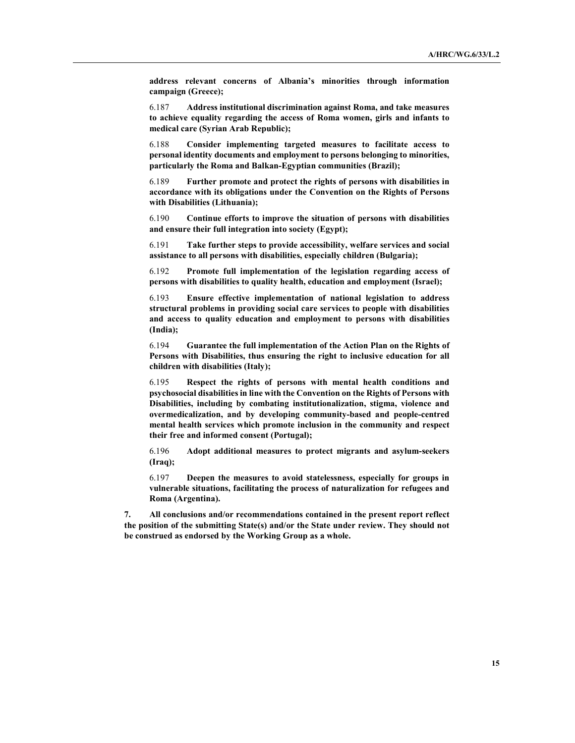**address relevant concerns of Albania's minorities through information campaign (Greece);**

6.187 **Address institutional discrimination against Roma, and take measures to achieve equality regarding the access of Roma women, girls and infants to medical care (Syrian Arab Republic);**

6.188 **Consider implementing targeted measures to facilitate access to personal identity documents and employment to persons belonging to minorities, particularly the Roma and Balkan-Egyptian communities (Brazil);**

6.189 **Further promote and protect the rights of persons with disabilities in accordance with its obligations under the Convention on the Rights of Persons with Disabilities (Lithuania);**

6.190 **Continue efforts to improve the situation of persons with disabilities and ensure their full integration into society (Egypt);**

6.191 **Take further steps to provide accessibility, welfare services and social assistance to all persons with disabilities, especially children (Bulgaria);**

6.192 **Promote full implementation of the legislation regarding access of persons with disabilities to quality health, education and employment (Israel);**

6.193 **Ensure effective implementation of national legislation to address structural problems in providing social care services to people with disabilities and access to quality education and employment to persons with disabilities (India);**

6.194 **Guarantee the full implementation of the Action Plan on the Rights of Persons with Disabilities, thus ensuring the right to inclusive education for all children with disabilities (Italy);**

6.195 **Respect the rights of persons with mental health conditions and psychosocial disabilities in line with the Convention on the Rights of Persons with Disabilities, including by combating institutionalization, stigma, violence and overmedicalization, and by developing community-based and people-centred mental health services which promote inclusion in the community and respect their free and informed consent (Portugal);**

6.196 **Adopt additional measures to protect migrants and asylum-seekers (Iraq);**

6.197 **Deepen the measures to avoid statelessness, especially for groups in vulnerable situations, facilitating the process of naturalization for refugees and Roma (Argentina).**

**7. All conclusions and/or recommendations contained in the present report reflect the position of the submitting State(s) and/or the State under review. They should not be construed as endorsed by the Working Group as a whole.**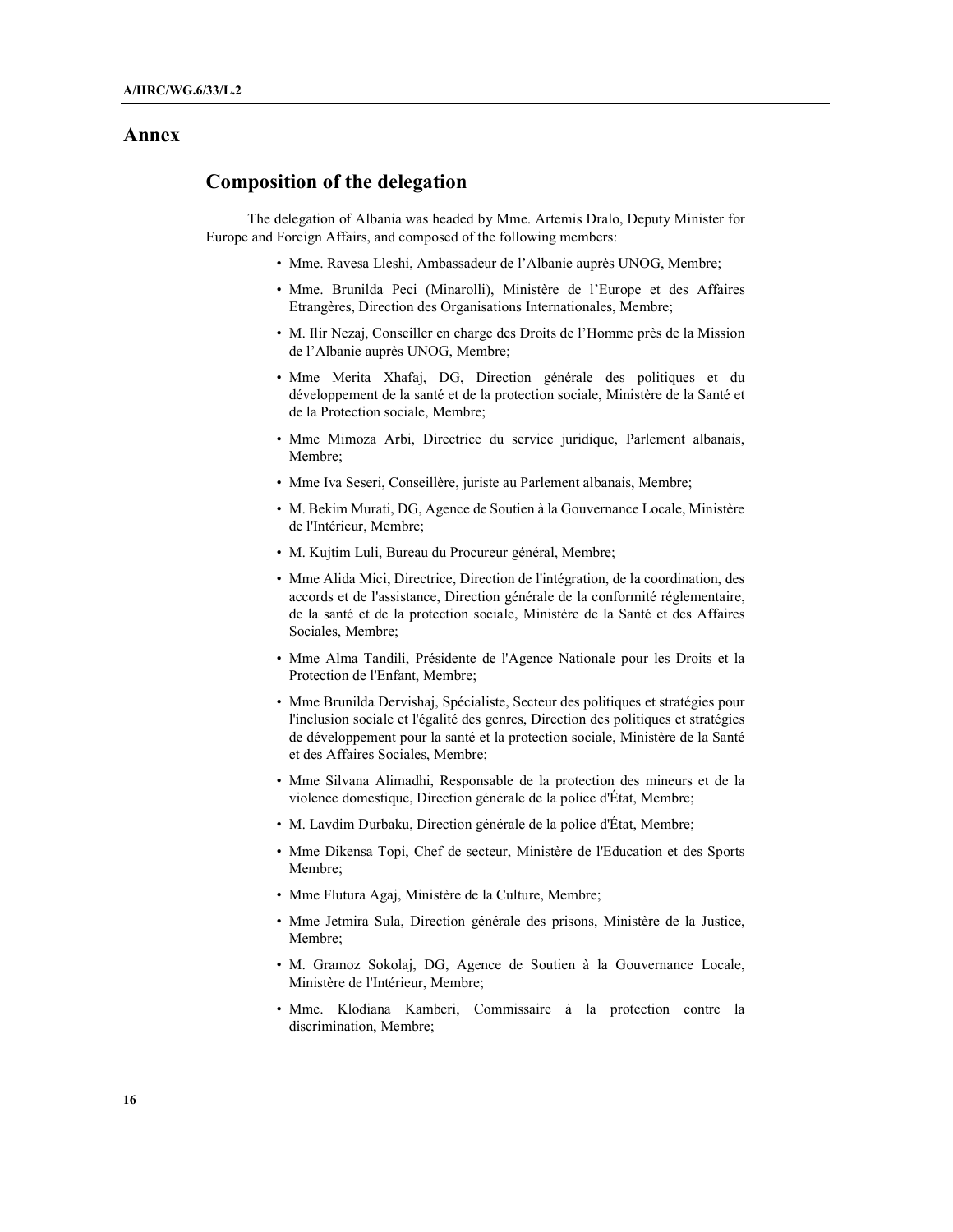# Annex

## Composition of the delegation

The delegation of Albania was headed by Mme. Artemis Dralo, Deputy Minister for Europe and Foreign Affairs, and composed of the following members:

- Mme. Ravesa Lleshi, Ambassadeur de l'Albanie auprès UNOG, Membre;
- Mme. Brunilda Peci (Minarolli), Ministère de l'Europe et des Affaires Etrangères, Direction des Organisations Internationales, Membre;
- M. Ilir Nezaj, Conseiller en charge des Droits de l'Homme près de la Mission de l'Albanie auprès UNOG, Membre;
- Mme Merita Xhafaj, DG, Direction générale des politiques et du développement de la santé et de la protection sociale, Ministère de la Santé et de la Protection sociale, Membre;
- Mme Mimoza Arbi, Directrice du service juridique, Parlement albanais, Membre;
- Mme Iva Seseri, Conseillère, juriste au Parlement albanais, Membre;
- M. Bekim Murati, DG, Agence de Soutien à la Gouvernance Locale, Ministère de l'Intérieur, Membre;
- M. Kujtim Luli, Bureau du Procureur général, Membre;
- Mme Alida Mici, Directrice, Direction de l'intégration, de la coordination, des accords et de l'assistance, Direction générale de la conformité réglementaire, de la santé et de la protection sociale, Ministère de la Santé et des Affaires Sociales, Membre;
- Mme Alma Tandili, Présidente de l'Agence Nationale pour les Droits et la Protection de l'Enfant, Membre;
- Mme Brunilda Dervishaj, Spécialiste, Secteur des politiques et stratégies pour l'inclusion sociale et l'égalité des genres, Direction des politiques et stratégies de développement pour la santé et la protection sociale, Ministère de la Santé et des Affaires Sociales, Membre;
- Mme Silvana Alimadhi, Responsable de la protection des mineurs et de la violence domestique, Direction générale de la police d'État, Membre;
- M. Lavdim Durbaku, Direction générale de la police d'État, Membre;
- Mme Dikensa Topi, Chef de secteur, Ministère de l'Education et des Sports Membre;
- Mme Flutura Agaj, Ministère de la Culture, Membre;
- Mme Jetmira Sula, Direction générale des prisons, Ministère de la Justice, Membre;
- M. Gramoz Sokolaj, DG, Agence de Soutien à la Gouvernance Locale, Ministère de l'Intérieur, Membre;
- Mme. Klodiana Kamberi, Commissaire à la protection contre la discrimination, Membre;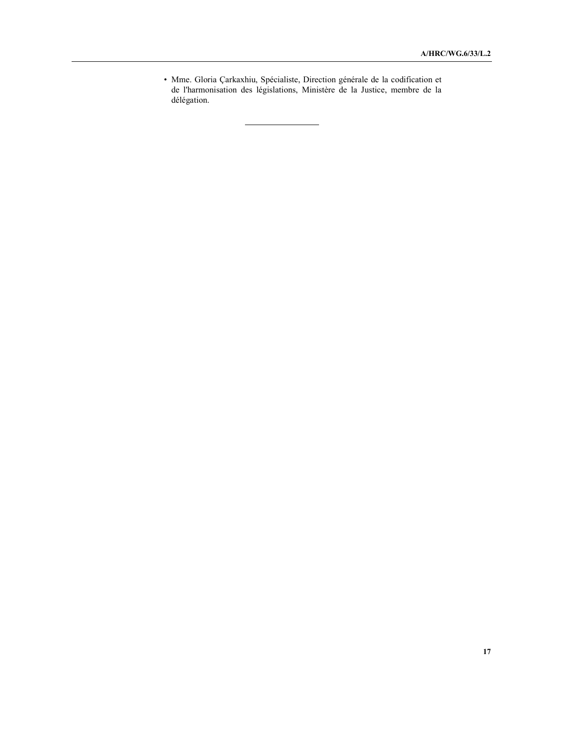- Mme. Gloria Çarkaxhiu, Spécialiste, Direction générale de la codification et de l'harmonisation des législations, Ministère de la Justice, membre de la délégation.